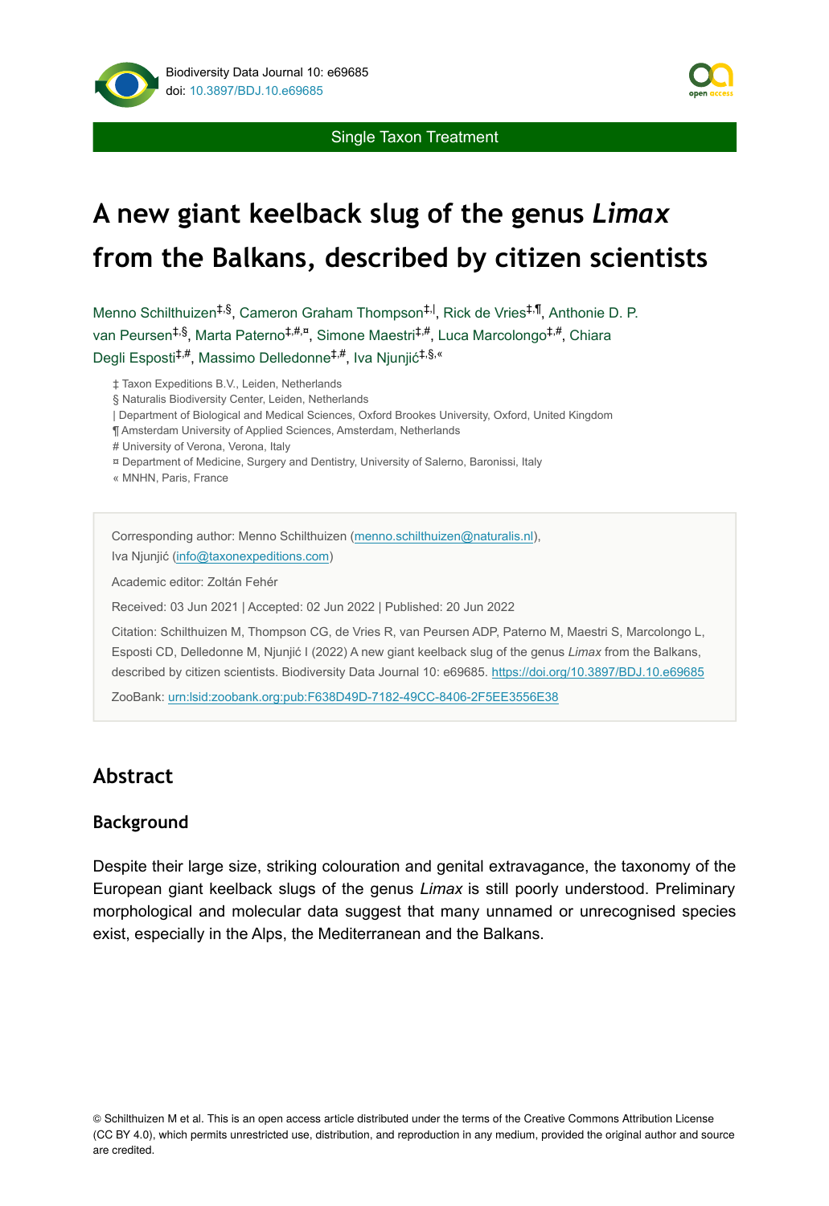Single Taxon Treatment

# A new giant keelback slug of the genus *Limax* from the Balkans, described by citizen scientists

Menno Schilthuizen[‡,§], Cameron Graham Thompson[‡,|], Rick de Vries[‡,¶], Anthonie D. P. van Peursen[‡,§], Marta Paterno[‡,#,¤], Simone Maestri[‡,#], Luca Marcolongo[‡,#], Chiara Degli Esposti[‡,#], Massimo Delledonne[‡,#], Iva Njunjić[‡,§,«]

‡ Taxon Expeditions B.V., Leiden, Netherlands
§ Naturalis Biodiversity Center, Leiden, Netherlands
| Department of Biological and Medical Sciences, Oxford Brookes University, Oxford, United Kingdom
¶ Amsterdam University of Applied Sciences, Amsterdam, Netherlands
# University of Verona, Verona, Italy
¤ Department of Medicine, Surgery and Dentistry, University of Salerno, Baronissi, Italy
« MNHN, Paris, France

Corresponding author: Menno Schilthuizen (menno.schilthuizen@naturalis.nl), Iva Njunjić (info@taxonexpeditions.com)

Academic editor: Zoltán Fehér

Received: 03 Jun 2021 | Accepted: 02 Jun 2022 | Published: 20 Jun 2022

Citation: Schilthuizen M, Thompson CG, de Vries R, van Peursen ADP, Paterno M, Maestri S, Marcolongo L, Esposti CD, Delledonne M, Njunjić I (2022) A new giant keelback slug of the genus *Limax* from the Balkans, described by citizen scientists. Biodiversity Data Journal 10: e69685. https://doi.org/10.3897/BDJ.10.e69685

ZooBank: urn:lsid:zoobank.org:pub:F638D49D-7182-49CC-8406-2F5EE3556E38

## Abstract

### Background

Despite their large size, striking colouration and genital extravagance, the taxonomy of the European giant keelback slugs of the genus *Limax* is still poorly understood. Preliminary morphological and molecular data suggest that many unnamed or unrecognised species exist, especially in the Alps, the Mediterranean and the Balkans.

© Schilthuizen M et al. This is an open access article distributed under the terms of the Creative Commons Attribution License (CC BY 4.0), which permits unrestricted use, distribution, and reproduction in any medium, provided the original author and source are credited.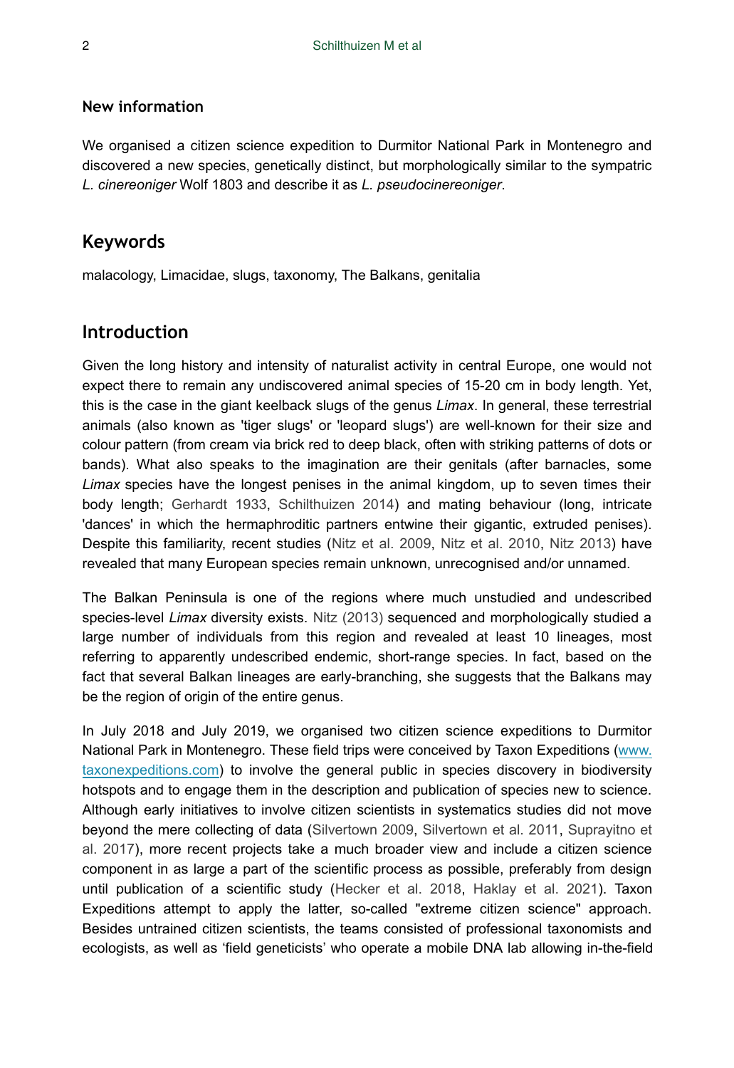#### New information

We organised a citizen science expedition to Durmitor National Park in Montenegro and discovered a new species, genetically distinct, but morphologically similar to the sympatric *L. cinereoniger* Wolf 1803 and describe it as *L. pseudocinereoniger*.

## Keywords

malacology, Limacidae, slugs, taxonomy, The Balkans, genitalia

## Introduction

Given the long history and intensity of naturalist activity in central Europe, one would not expect there to remain any undiscovered animal species of 15-20 cm in body length. Yet, this is the case in the giant keelback slugs of the genus *Limax*. In general, these terrestrial animals (also known as 'tiger slugs' or 'leopard slugs') are well-known for their size and colour pattern (from cream via brick red to deep black, often with striking patterns of dots or bands). What also speaks to the imagination are their genitals (after barnacles, some *Limax* species have the longest penises in the animal kingdom, up to seven times their body length; Gerhardt 1933, Schilthuizen 2014) and mating behaviour (long, intricate 'dances' in which the hermaphroditic partners entwine their gigantic, extruded penises). Despite this familiarity, recent studies (Nitz et al. 2009, Nitz et al. 2010, Nitz 2013) have revealed that many European species remain unknown, unrecognised and/or unnamed.

The Balkan Peninsula is one of the regions where much unstudied and undescribed species-level *Limax* diversity exists. Nitz (2013) sequenced and morphologically studied a large number of individuals from this region and revealed at least 10 lineages, most referring to apparently undescribed endemic, short-range species. In fact, based on the fact that several Balkan lineages are early-branching, she suggests that the Balkans may be the region of origin of the entire genus.

In July 2018 and July 2019, we organised two citizen science expeditions to Durmitor National Park in Montenegro. These field trips were conceived by Taxon Expeditions (www.taxonexpeditions.com) to involve the general public in species discovery in biodiversity hotspots and to engage them in the description and publication of species new to science. Although early initiatives to involve citizen scientists in systematics studies did not move beyond the mere collecting of data (Silvertown 2009, Silvertown et al. 2011, Suprayitno et al. 2017), more recent projects take a much broader view and include a citizen science component in as large a part of the scientific process as possible, preferably from design until publication of a scientific study (Hecker et al. 2018, Haklay et al. 2021). Taxon Expeditions attempt to apply the latter, so-called "extreme citizen science" approach. Besides untrained citizen scientists, the teams consisted of professional taxonomists and ecologists, as well as 'field geneticists' who operate a mobile DNA lab allowing in-the-field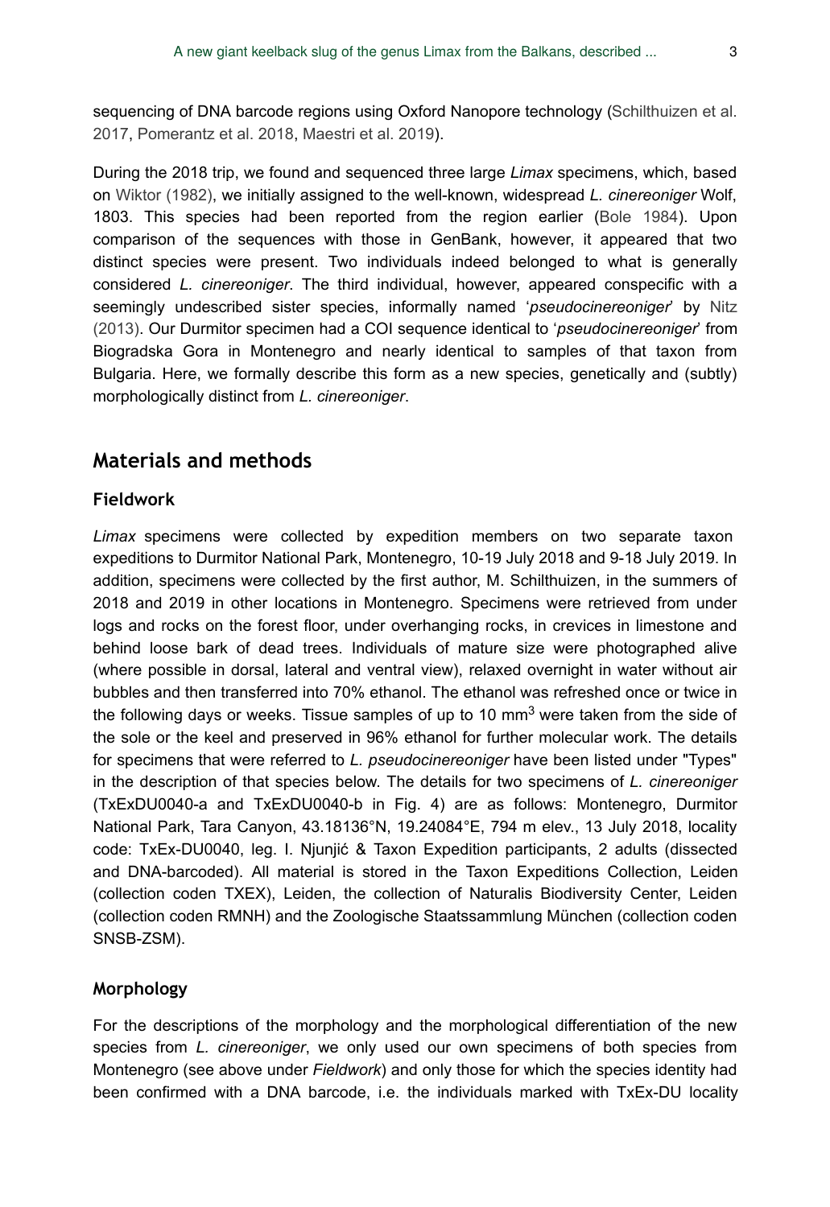sequencing of DNA barcode regions using Oxford Nanopore technology (Schilthuizen et al. 2017, Pomerantz et al. 2018, Maestri et al. 2019).

During the 2018 trip, we found and sequenced three large *Limax* specimens, which, based on Wiktor (1982), we initially assigned to the well-known, widespread *L. cinereoniger* Wolf, 1803. This species had been reported from the region earlier (Bole 1984). Upon comparison of the sequences with those in GenBank, however, it appeared that two distinct species were present. Two individuals indeed belonged to what is generally considered *L. cinereoniger*. The third individual, however, appeared conspecific with a seemingly undescribed sister species, informally named '*pseudocinereoniger*' by Nitz (2013). Our Durmitor specimen had a COI sequence identical to '*pseudocinereoniger*' from Biogradska Gora in Montenegro and nearly identical to samples of that taxon from Bulgaria. Here, we formally describe this form as a new species, genetically and (subtly) morphologically distinct from *L. cinereoniger*.

## Materials and methods

### Fieldwork

*Limax* specimens were collected by expedition members on two separate taxon expeditions to Durmitor National Park, Montenegro, 10-19 July 2018 and 9-18 July 2019. In addition, specimens were collected by the first author, M. Schilthuizen, in the summers of 2018 and 2019 in other locations in Montenegro. Specimens were retrieved from under logs and rocks on the forest floor, under overhanging rocks, in crevices in limestone and behind loose bark of dead trees. Individuals of mature size were photographed alive (where possible in dorsal, lateral and ventral view), relaxed overnight in water without air bubbles and then transferred into 70% ethanol. The ethanol was refreshed once or twice in the following days or weeks. Tissue samples of up to 10 mm$^3$ were taken from the side of the sole or the keel and preserved in 96% ethanol for further molecular work. The details for specimens that were referred to *L. pseudocinereoniger* have been listed under "Types" in the description of that species below. The details for two specimens of *L. cinereoniger* (TxExDU0040-a and TxExDU0040-b in Fig. 4) are as follows: Montenegro, Durmitor National Park, Tara Canyon, 43.18136°N, 19.24084°E, 794 m elev., 13 July 2018, locality code: TxEx-DU0040, leg. I. Njunjić & Taxon Expedition participants, 2 adults (dissected and DNA-barcoded). All material is stored in the Taxon Expeditions Collection, Leiden (collection coden TXEX), Leiden, the collection of Naturalis Biodiversity Center, Leiden (collection coden RMNH) and the Zoologische Staatssammlung München (collection coden SNSB-ZSM).

### Morphology

For the descriptions of the morphology and the morphological differentiation of the new species from *L. cinereoniger*, we only used our own specimens of both species from Montenegro (see above under *Fieldwork*) and only those for which the species identity had been confirmed with a DNA barcode, i.e. the individuals marked with TxEx-DU locality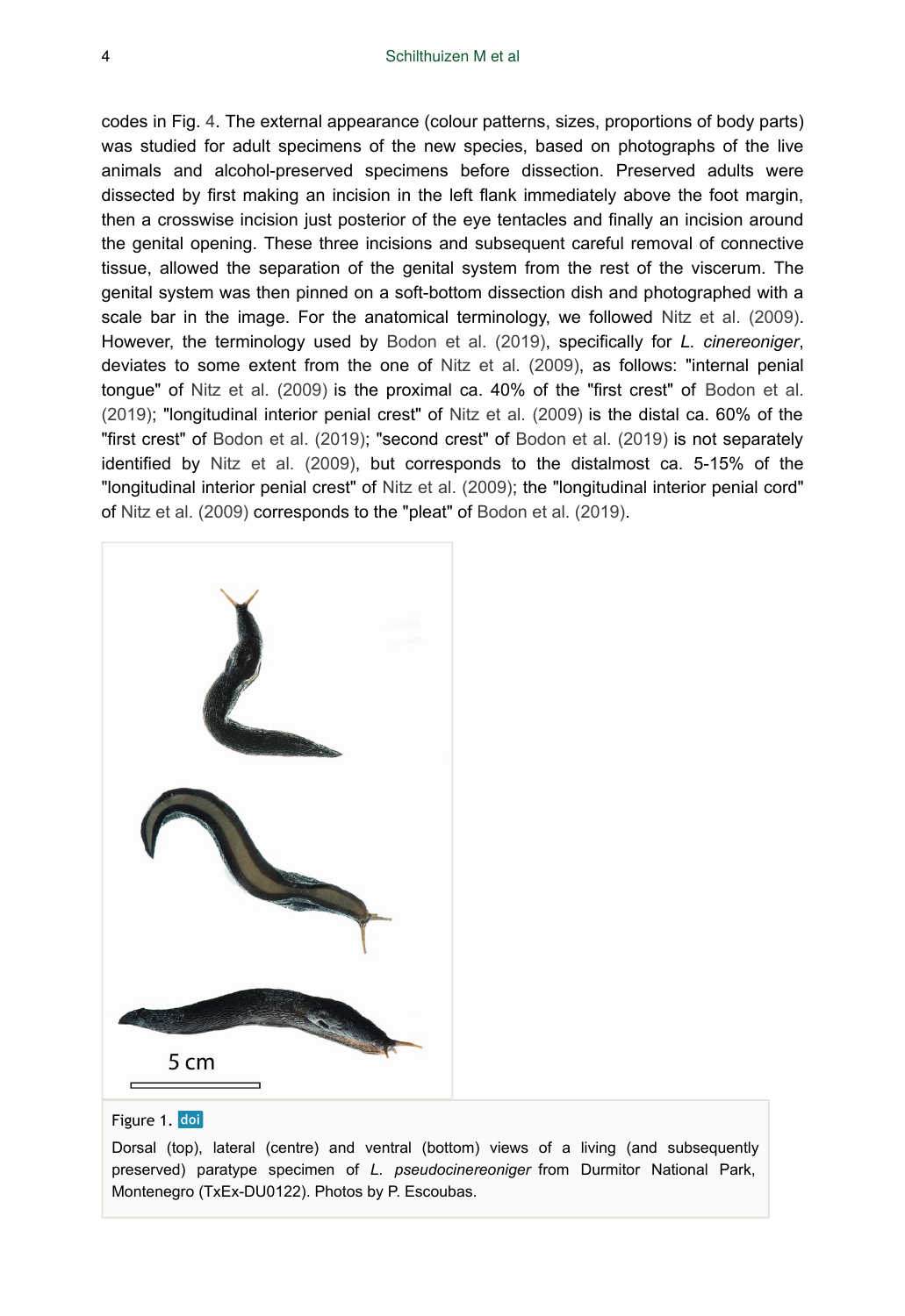codes in Fig. 4. The external appearance (colour patterns, sizes, proportions of body parts) was studied for adult specimens of the new species, based on photographs of the live animals and alcohol-preserved specimens before dissection. Preserved adults were dissected by first making an incision in the left flank immediately above the foot margin, then a crosswise incision just posterior of the eye tentacles and finally an incision around the genital opening. These three incisions and subsequent careful removal of connective tissue, allowed the separation of the genital system from the rest of the viscerum. The genital system was then pinned on a soft-bottom dissection dish and photographed with a scale bar in the image. For the anatomical terminology, we followed Nitz et al. (2009). However, the terminology used by Bodon et al. (2019), specifically for *L. cinereoniger*, deviates to some extent from the one of Nitz et al. (2009), as follows: "internal penial tongue" of Nitz et al. (2009) is the proximal ca. 40% of the "first crest" of Bodon et al. (2019); "longitudinal interior penial crest" of Nitz et al. (2009) is the distal ca. 60% of the "first crest" of Bodon et al. (2019); "second crest" of Bodon et al. (2019) is not separately identified by Nitz et al. (2009), but corresponds to the distalmost ca. 5-15% of the "longitudinal interior penial crest" of Nitz et al. (2009); the "longitudinal interior penial cord" of Nitz et al. (2009) corresponds to the "pleat" of Bodon et al. (2019).

Figure 1. doi

Dorsal (top), lateral (centre) and ventral (bottom) views of a living (and subsequently preserved) paratype specimen of *L. pseudocinereoniger* from Durmitor National Park, Montenegro (TxEx-DU0122). Photos by P. Escoubas.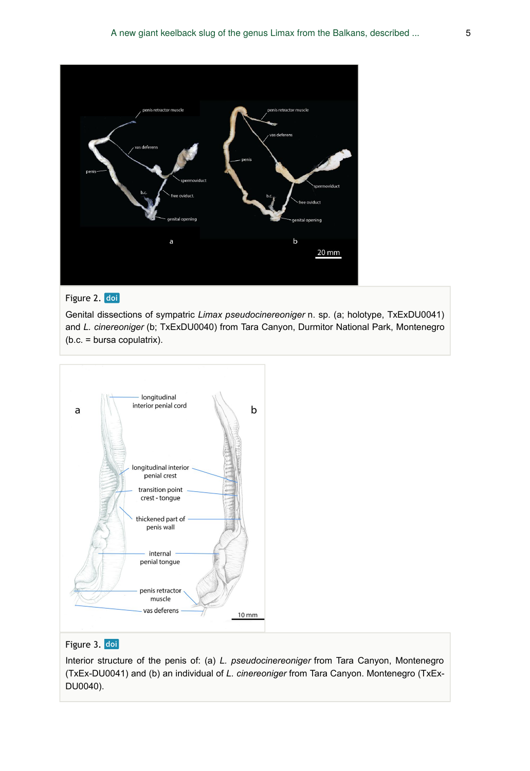Figure 2. doi

Genital dissections of sympatric *Limax pseudocinereoniger* n. sp. (a; holotype, TxExDU0041) and *L. cinereoniger* (b; TxExDU0040) from Tara Canyon, Durmitor National Park, Montenegro (b.c. = bursa copulatrix).

Figure 3. doi

Interior structure of the penis of: (a) *L. pseudocinereoniger* from Tara Canyon, Montenegro (TxEx-DU0041) and (b) an individual of *L. cinereoniger* from Tara Canyon. Montenegro (TxEx-DU0040).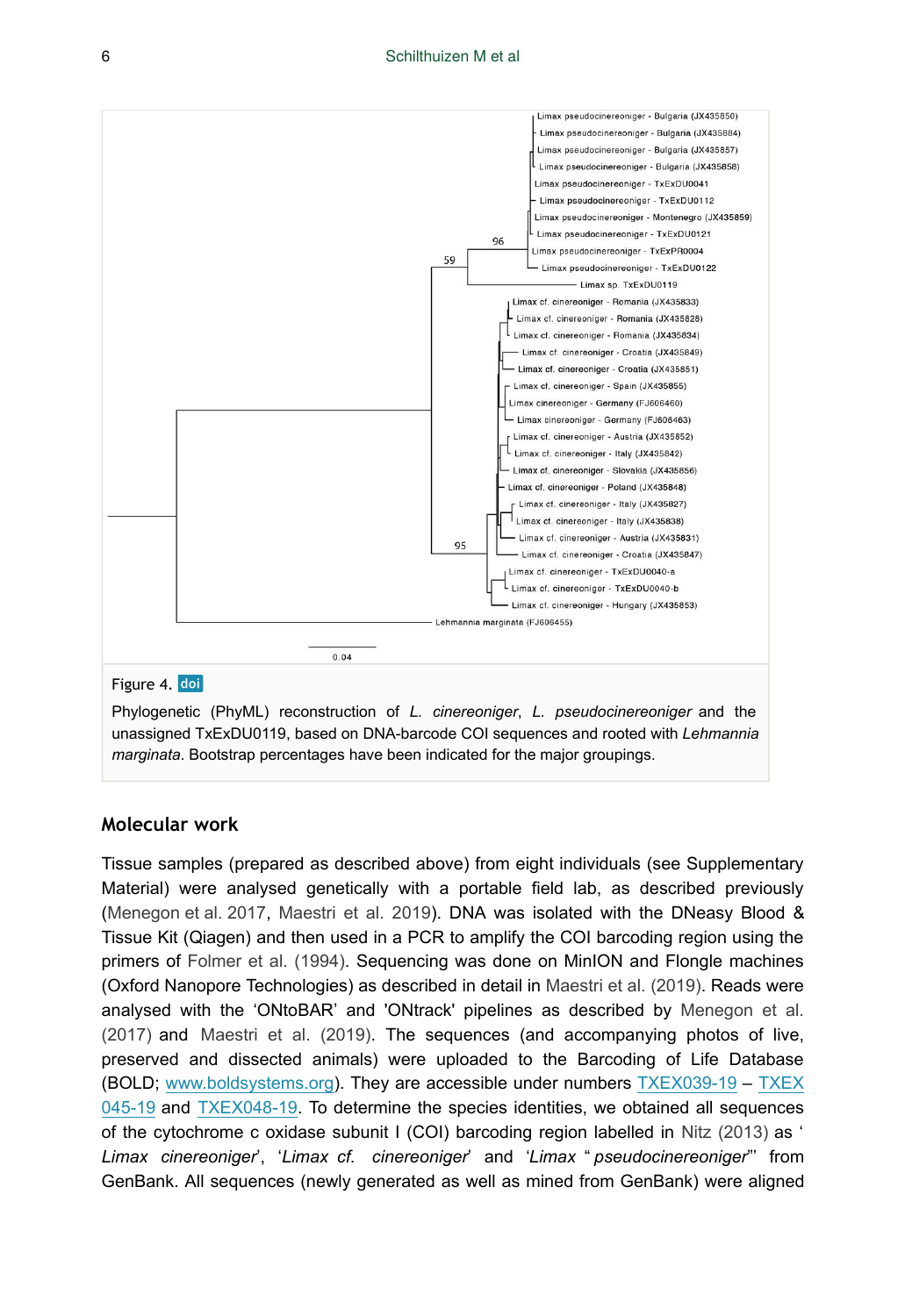Figure 4. doi

Phylogenetic (PhyML) reconstruction of *L. cinereoniger*, *L. pseudocinereoniger* and the unassigned TxExDU0119, based on DNA-barcode COI sequences and rooted with *Lehmannia marginata*. Bootstrap percentages have been indicated for the major groupings.

## Molecular work

Tissue samples (prepared as described above) from eight individuals (see Supplementary Material) were analysed genetically with a portable field lab, as described previously (Menegon et al. 2017, Maestri et al. 2019). DNA was isolated with the DNeasy Blood & Tissue Kit (Qiagen) and then used in a PCR to amplify the COI barcoding region using the primers of Folmer et al. (1994). Sequencing was done on MinION and Flongle machines (Oxford Nanopore Technologies) as described in detail in Maestri et al. (2019). Reads were analysed with the 'ONtoBAR' and 'ONtrack' pipelines as described by Menegon et al. (2017) and Maestri et al. (2019). The sequences (and accompanying photos of live, preserved and dissected animals) were uploaded to the Barcoding of Life Database (BOLD; www.boldsystems.org). They are accessible under numbers TXEX039-19 – TXEX045-19 and TXEX048-19. To determine the species identities, we obtained all sequences of the cytochrome c oxidase subunit I (COI) barcoding region labelled in Nitz (2013) as '*Limax cinereoniger*', '*Limax cf. cinereoniger*' and '*Limax* "*pseudocinereoniger*"' from GenBank. All sequences (newly generated as well as mined from GenBank) were aligned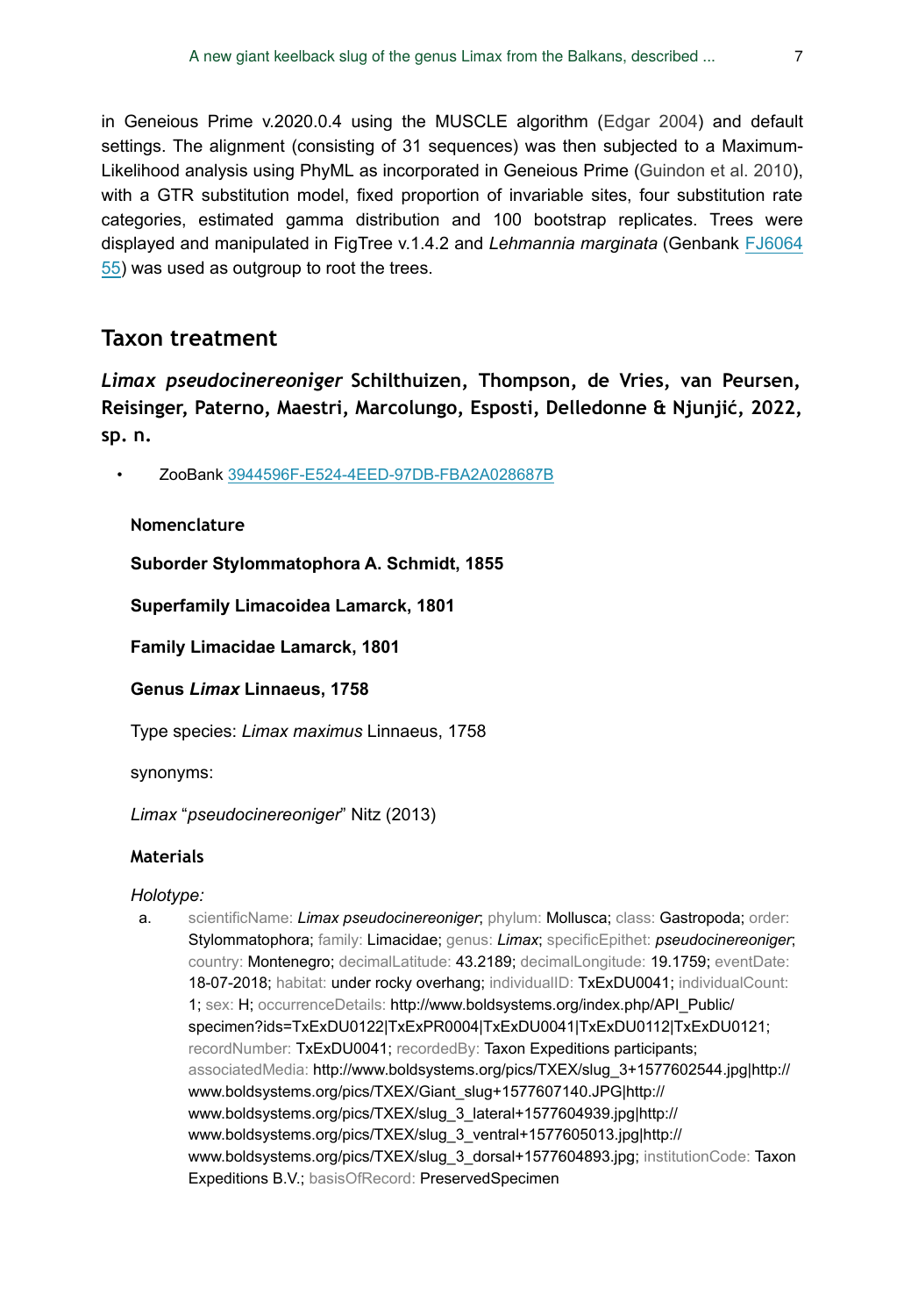in Geneious Prime v.2020.0.4 using the MUSCLE algorithm (Edgar 2004) and default settings. The alignment (consisting of 31 sequences) was then subjected to a Maximum-Likelihood analysis using PhyML as incorporated in Geneious Prime (Guindon et al. 2010), with a GTR substitution model, fixed proportion of invariable sites, four substitution rate categories, estimated gamma distribution and 100 bootstrap replicates. Trees were displayed and manipulated in FigTree v.1.4.2 and *Lehmannia marginata* (Genbank FJ606455) was used as outgroup to root the trees.

## Taxon treatment

### *Limax pseudocinereoniger* Schilthuizen, Thompson, de Vries, van Peursen, Reisinger, Paterno, Maestri, Marcolungo, Esposti, Delledonne & Njunjić, 2022, sp. n.

- ZooBank 3944596F-E524-4EED-97DB-FBA2A028687B

#### Nomenclature

**Suborder Stylommatophora A. Schmidt, 1855**

**Superfamily Limacoidea Lamarck, 1801**

**Family Limacidae Lamarck, 1801**

**Genus *Limax* Linnaeus, 1758**

Type species: *Limax maximus* Linnaeus, 1758

synonyms:

*Limax* "*pseudocinereoniger*" Nitz (2013)

#### Materials

*Holotype:*

a. scientificName: *Limax pseudocinereoniger*; phylum: Mollusca; class: Gastropoda; order: Stylommatophora; family: Limacidae; genus: *Limax*; specificEpithet: *pseudocinereoniger*; country: Montenegro; decimalLatitude: 43.2189; decimalLongitude: 19.1759; eventDate: 18-07-2018; habitat: under rocky overhang; individualID: TxExDU0041; individualCount: 1; sex: H; occurrenceDetails: http://www.boldsystems.org/index.php/API_Public/specimen?ids=TxExDU0122|TxExPR0004|TxExDU0041|TxExDU0112|TxExDU0121; recordNumber: TxExDU0041; recordedBy: Taxon Expeditions participants; associatedMedia: http://www.boldsystems.org/pics/TXEX/slug_3+1577602544.jpg|http://www.boldsystems.org/pics/TXEX/Giant_slug+1577607140.JPG|http://www.boldsystems.org/pics/TXEX/slug_3_lateral+1577604939.jpg|http://www.boldsystems.org/pics/TXEX/slug_3_ventral+1577605013.jpg|http://www.boldsystems.org/pics/TXEX/slug_3_dorsal+1577604893.jpg; institutionCode: Taxon Expeditions B.V.; basisOfRecord: PreservedSpecimen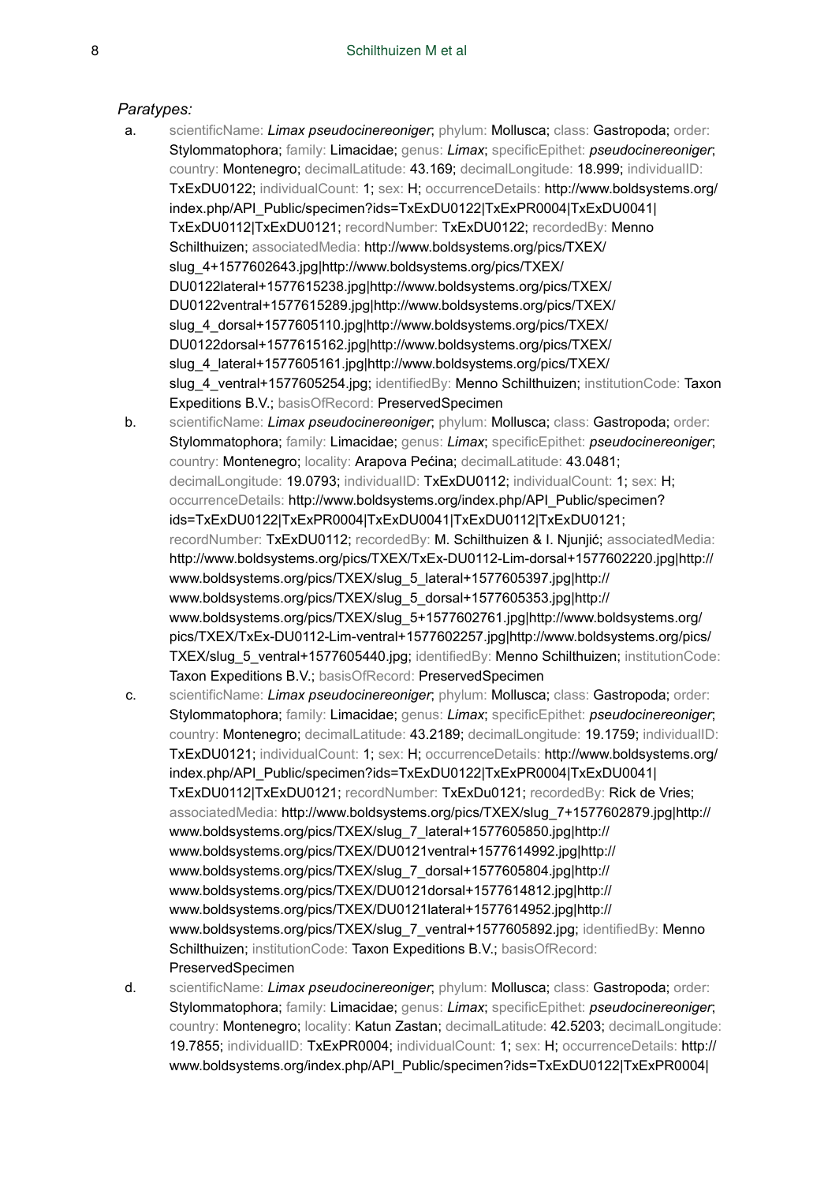*Paratypes:*

a. scientificName: *Limax pseudocinereoniger*; phylum: Mollusca; class: Gastropoda; order: Stylommatophora; family: Limacidae; genus: *Limax*; specificEpithet: *pseudocinereoniger*; country: Montenegro; decimalLatitude: 43.169; decimalLongitude: 18.999; individualID: TxExDU0122; individualCount: 1; sex: H; occurrenceDetails: http://www.boldsystems.org/index.php/API_Public/specimen?ids=TxExDU0122|TxExPR0004|TxExDU0041|TxExDU0112|TxExDU0121; recordNumber: TxExDU0122; recordedBy: Menno Schilthuizen; associatedMedia: http://www.boldsystems.org/pics/TXEX/slug_4+1577602643.jpg|http://www.boldsystems.org/pics/TXEX/DU0122lateral+1577615238.jpg|http://www.boldsystems.org/pics/TXEX/DU0122ventral+1577615289.jpg|http://www.boldsystems.org/pics/TXEX/slug_4_dorsal+1577605110.jpg|http://www.boldsystems.org/pics/TXEX/DU0122dorsal+1577615162.jpg|http://www.boldsystems.org/pics/TXEX/slug_4_lateral+1577605161.jpg|http://www.boldsystems.org/pics/TXEX/slug_4_ventral+1577605254.jpg; identifiedBy: Menno Schilthuizen; institutionCode: Taxon Expeditions B.V.; basisOfRecord: PreservedSpecimen

b. scientificName: *Limax pseudocinereoniger*; phylum: Mollusca; class: Gastropoda; order: Stylommatophora; family: Limacidae; genus: *Limax*; specificEpithet: *pseudocinereoniger*; country: Montenegro; locality: Arapova Pećina; decimalLatitude: 43.0481; decimalLongitude: 19.0793; individualID: TxExDU0112; individualCount: 1; sex: H; occurrenceDetails: http://www.boldsystems.org/index.php/API_Public/specimen?ids=TxExDU0122|TxExPR0004|TxExDU0041|TxExDU0112|TxExDU0121; recordNumber: TxExDU0112; recordedBy: M. Schilthuizen & I. Njunjić; associatedMedia: http://www.boldsystems.org/pics/TXEX/TxEx-DU0112-Lim-dorsal+1577602220.jpg|http://www.boldsystems.org/pics/TXEX/slug_5_lateral+1577605397.jpg|http://www.boldsystems.org/pics/TXEX/slug_5_dorsal+1577605353.jpg|http://www.boldsystems.org/pics/TXEX/slug_5+1577602761.jpg|http://www.boldsystems.org/pics/TXEX/TxEx-DU0112-Lim-ventral+1577602257.jpg|http://www.boldsystems.org/pics/TXEX/slug_5_ventral+1577605440.jpg; identifiedBy: Menno Schilthuizen; institutionCode: Taxon Expeditions B.V.; basisOfRecord: PreservedSpecimen

c. scientificName: *Limax pseudocinereoniger*; phylum: Mollusca; class: Gastropoda; order: Stylommatophora; family: Limacidae; genus: *Limax*; specificEpithet: *pseudocinereoniger*; country: Montenegro; decimalLatitude: 43.2189; decimalLongitude: 19.1759; individualID: TxExDU0121; individualCount: 1; sex: H; occurrenceDetails: http://www.boldsystems.org/index.php/API_Public/specimen?ids=TxExDU0122|TxExPR0004|TxExDU0041|TxExDU0112|TxExDU0121; recordNumber: TxExDu0121; recordedBy: Rick de Vries; associatedMedia: http://www.boldsystems.org/pics/TXEX/slug_7+1577602879.jpg|http://www.boldsystems.org/pics/TXEX/slug_7_lateral+1577605850.jpg|http://www.boldsystems.org/pics/TXEX/DU0121ventral+1577614992.jpg|http://www.boldsystems.org/pics/TXEX/slug_7_dorsal+1577605804.jpg|http://www.boldsystems.org/pics/TXEX/DU0121dorsal+1577614812.jpg|http://www.boldsystems.org/pics/TXEX/DU0121lateral+1577614952.jpg|http://www.boldsystems.org/pics/TXEX/slug_7_ventral+1577605892.jpg; identifiedBy: Menno Schilthuizen; institutionCode: Taxon Expeditions B.V.; basisOfRecord: PreservedSpecimen

d. scientificName: *Limax pseudocinereoniger*; phylum: Mollusca; class: Gastropoda; order: Stylommatophora; family: Limacidae; genus: *Limax*; specificEpithet: *pseudocinereoniger*; country: Montenegro; locality: Katun Zastan; decimalLatitude: 42.5203; decimalLongitude: 19.7855; individualID: TxExPR0004; individualCount: 1; sex: H; occurrenceDetails: http://www.boldsystems.org/index.php/API_Public/specimen?ids=TxExDU0122|TxExPR0004|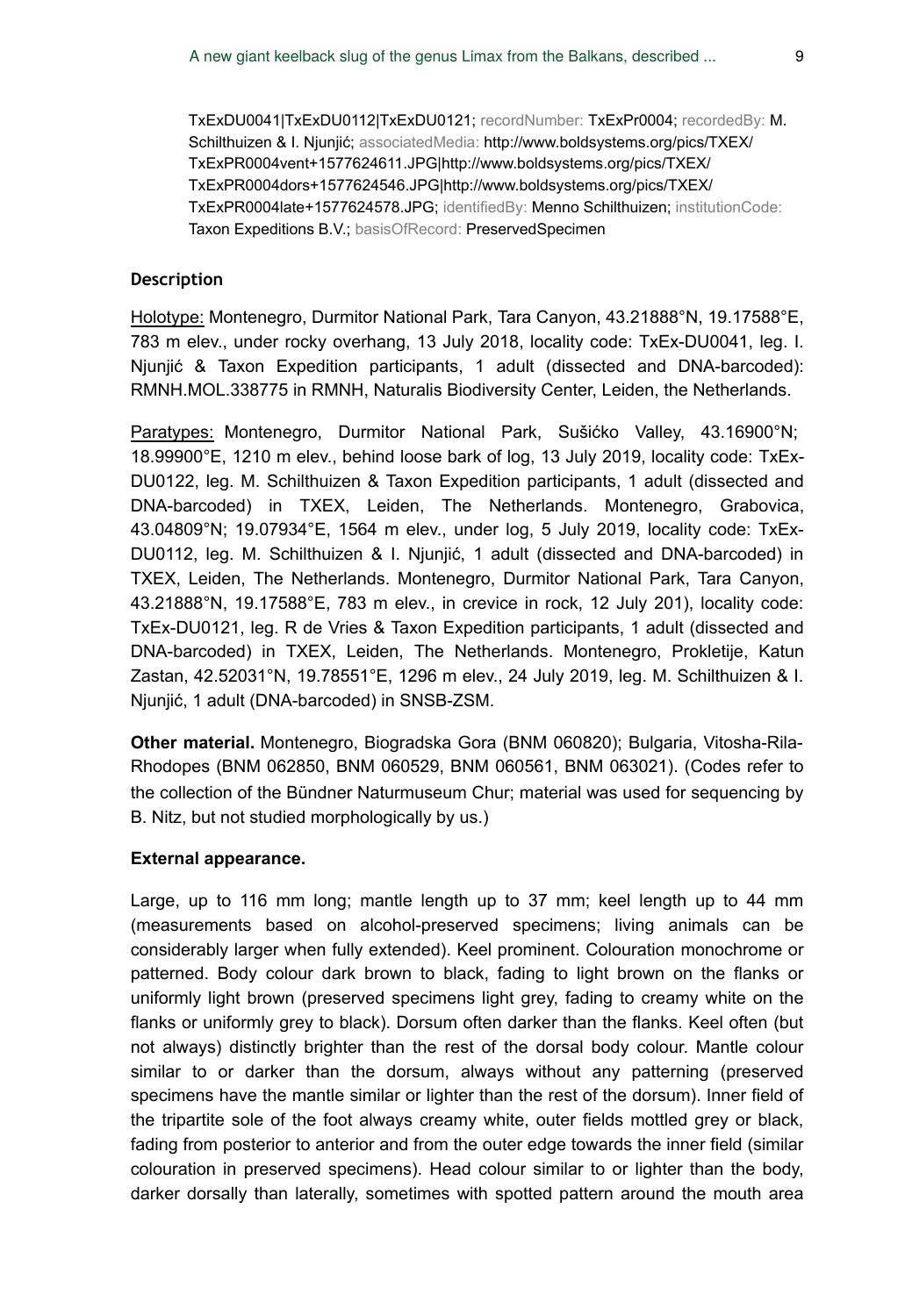TxExDU0041|TxExDU0112|TxExDU0121; recordNumber: TxExPr0004; recordedBy: M. Schilthuizen & I. Njunjić; associatedMedia: http://www.boldsystems.org/pics/TXEX/TxExPR0004vent+1577624611.JPG|http://www.boldsystems.org/pics/TXEX/TxExPR0004dors+1577624546.JPG|http://www.boldsystems.org/pics/TXEX/TxExPR0004late+1577624578.JPG; identifiedBy: Menno Schilthuizen; institutionCode: Taxon Expeditions B.V.; basisOfRecord: PreservedSpecimen

### Description

Holotype: Montenegro, Durmitor National Park, Tara Canyon, 43.21888°N, 19.17588°E, 783 m elev., under rocky overhang, 13 July 2018, locality code: TxEx-DU0041, leg. I. Njunjić & Taxon Expedition participants, 1 adult (dissected and DNA-barcoded): RMNH.MOL.338775 in RMNH, Naturalis Biodiversity Center, Leiden, the Netherlands.

Paratypes: Montenegro, Durmitor National Park, Sušićko Valley, 43.16900°N; 18.99900°E, 1210 m elev., behind loose bark of log, 13 July 2019, locality code: TxEx-DU0122, leg. M. Schilthuizen & Taxon Expedition participants, 1 adult (dissected and DNA-barcoded) in TXEX, Leiden, The Netherlands. Montenegro, Grabovica, 43.04809°N; 19.07934°E, 1564 m elev., under log, 5 July 2019, locality code: TxEx-DU0112, leg. M. Schilthuizen & I. Njunjić, 1 adult (dissected and DNA-barcoded) in TXEX, Leiden, The Netherlands. Montenegro, Durmitor National Park, Tara Canyon, 43.21888°N, 19.17588°E, 783 m elev., in crevice in rock, 12 July 201), locality code: TxEx-DU0121, leg. R de Vries & Taxon Expedition participants, 1 adult (dissected and DNA-barcoded) in TXEX, Leiden, The Netherlands. Montenegro, Prokletije, Katun Zastan, 42.52031°N, 19.78551°E, 1296 m elev., 24 July 2019, leg. M. Schilthuizen & I. Njunjić, 1 adult (DNA-barcoded) in SNSB-ZSM.

**Other material.** Montenegro, Biogradska Gora (BNM 060820); Bulgaria, Vitosha-Rila-Rhodopes (BNM 062850, BNM 060529, BNM 060561, BNM 063021). (Codes refer to the collection of the Bündner Naturmuseum Chur; material was used for sequencing by B. Nitz, but not studied morphologically by us.)

**External appearance.**

Large, up to 116 mm long; mantle length up to 37 mm; keel length up to 44 mm (measurements based on alcohol-preserved specimens; living animals can be considerably larger when fully extended). Keel prominent. Colouration monochrome or patterned. Body colour dark brown to black, fading to light brown on the flanks or uniformly light brown (preserved specimens light grey, fading to creamy white on the flanks or uniformly grey to black). Dorsum often darker than the flanks. Keel often (but not always) distinctly brighter than the rest of the dorsal body colour. Mantle colour similar to or darker than the dorsum, always without any patterning (preserved specimens have the mantle similar or lighter than the rest of the dorsum). Inner field of the tripartite sole of the foot always creamy white, outer fields mottled grey or black, fading from posterior to anterior and from the outer edge towards the inner field (similar colouration in preserved specimens). Head colour similar to or lighter than the body, darker dorsally than laterally, sometimes with spotted pattern around the mouth area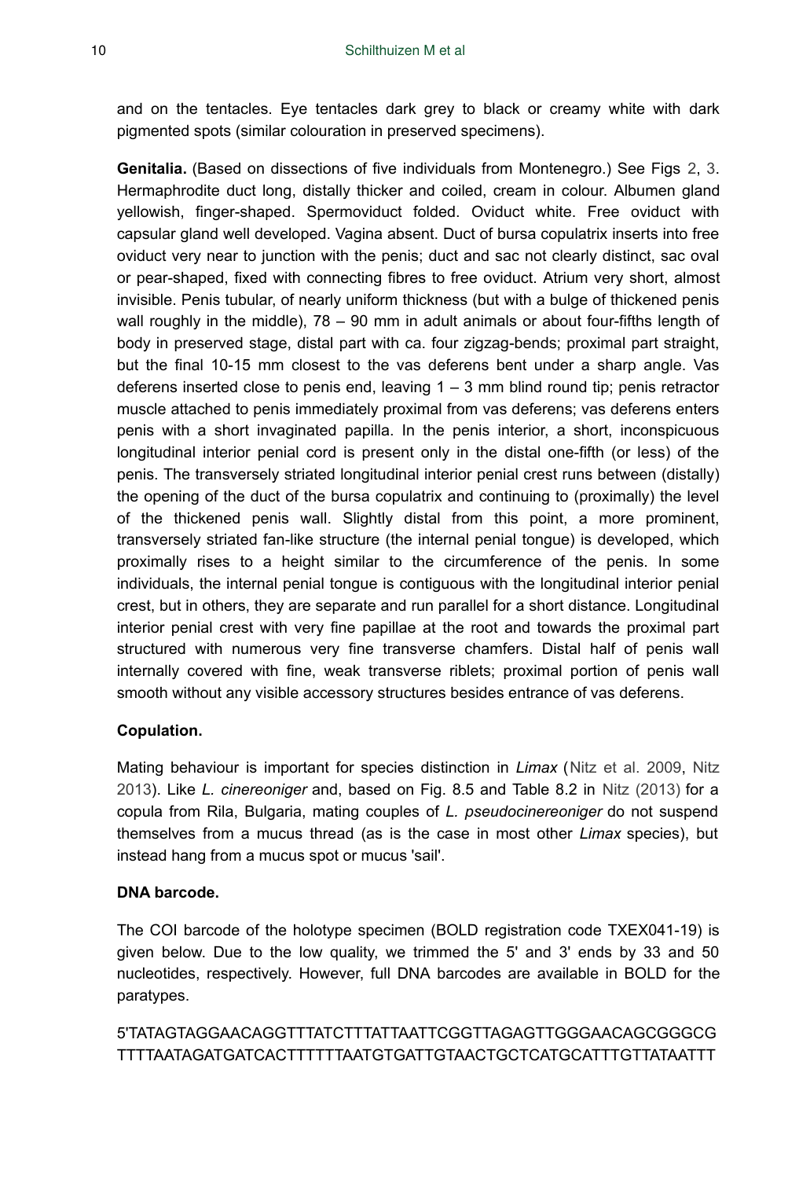and on the tentacles. Eye tentacles dark grey to black or creamy white with dark pigmented spots (similar colouration in preserved specimens).

**Genitalia.** (Based on dissections of five individuals from Montenegro.) See Figs 2, 3. Hermaphrodite duct long, distally thicker and coiled, cream in colour. Albumen gland yellowish, finger-shaped. Spermoviduct folded. Oviduct white. Free oviduct with capsular gland well developed. Vagina absent. Duct of bursa copulatrix inserts into free oviduct very near to junction with the penis; duct and sac not clearly distinct, sac oval or pear-shaped, fixed with connecting fibres to free oviduct. Atrium very short, almost invisible. Penis tubular, of nearly uniform thickness (but with a bulge of thickened penis wall roughly in the middle), 78 – 90 mm in adult animals or about four-fifths length of body in preserved stage, distal part with ca. four zigzag-bends; proximal part straight, but the final 10-15 mm closest to the vas deferens bent under a sharp angle. Vas deferens inserted close to penis end, leaving 1 – 3 mm blind round tip; penis retractor muscle attached to penis immediately proximal from vas deferens; vas deferens enters penis with a short invaginated papilla. In the penis interior, a short, inconspicuous longitudinal interior penial cord is present only in the distal one-fifth (or less) of the penis. The transversely striated longitudinal interior penial crest runs between (distally) the opening of the duct of the bursa copulatrix and continuing to (proximally) the level of the thickened penis wall. Slightly distal from this point, a more prominent, transversely striated fan-like structure (the internal penial tongue) is developed, which proximally rises to a height similar to the circumference of the penis. In some individuals, the internal penial tongue is contiguous with the longitudinal interior penial crest, but in others, they are separate and run parallel for a short distance. Longitudinal interior penial crest with very fine papillae at the root and towards the proximal part structured with numerous very fine transverse chamfers. Distal half of penis wall internally covered with fine, weak transverse riblets; proximal portion of penis wall smooth without any visible accessory structures besides entrance of vas deferens.

**Copulation.**

Mating behaviour is important for species distinction in *Limax* (Nitz et al. 2009, Nitz 2013). Like *L. cinereoniger* and, based on Fig. 8.5 and Table 8.2 in Nitz (2013) for a copula from Rila, Bulgaria, mating couples of *L. pseudocinereoniger* do not suspend themselves from a mucus thread (as is the case in most other *Limax* species), but instead hang from a mucus spot or mucus 'sail'.

**DNA barcode.**

The COI barcode of the holotype specimen (BOLD registration code TXEX041-19) is given below. Due to the low quality, we trimmed the 5' and 3' ends by 33 and 50 nucleotides, respectively. However, full DNA barcodes are available in BOLD for the paratypes.

5'TATAGTAGGAACAGGTTTATCTTTATTAATTCGGTTAGAGTTGGGAACAGCGGGCG TTTTAATAGATGATCACTTTTTTAATGTGATTGTAACTGCTCATGCATTTGTTATAATTT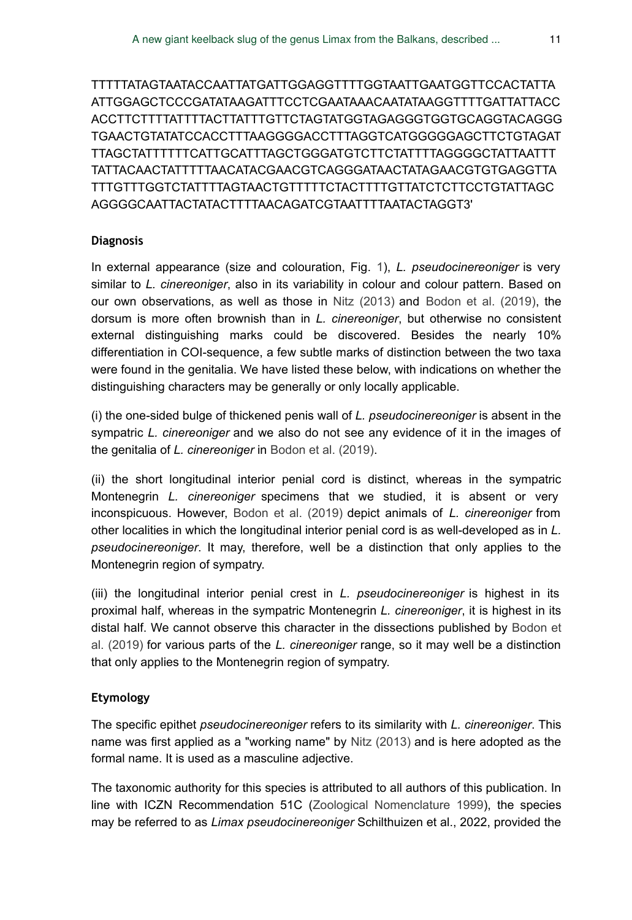TTTTTATAGTAATACCAATTATGATTGGAGGTTTTGGTAATTGAATGGTTCCACTATTA ATTGGAGCTCCCGATATAAGATTTCCTCGAATAAACAATATAAGGTTTTGATTATTACC ACCTTCTTTTATTTTACTTATTTGTTCTAGTATGGTAGAGGGTGGTGCAGGTACAGGG TGAACTGTATATCCACCTTTAAGGGGACCTTTAGGTCATGGGGGAGCTTCTGTAGAT TTAGCTATTTTTTCATTGCATTTAGCTGGGATGTCTTCTATTTTAGGGGCTATTAATTT TATTACAACTATTTTTAACATACGAACGTCAGGGATAACTATAGAACGTGTGAGGTTA TTTGTTTGGTCTATTTTAGTAACTGTTTTTCTACTTTTGTTATCTCTTCCTGTATTAGC AGGGGCAATTACTATACTTTTAACAGATCGTAATTTTAATACTAGGT3'

### Diagnosis

In external appearance (size and colouration, Fig. 1), *L. pseudocinereoniger* is very similar to *L. cinereoniger*, also in its variability in colour and colour pattern. Based on our own observations, as well as those in Nitz (2013) and Bodon et al. (2019), the dorsum is more often brownish than in *L. cinereoniger*, but otherwise no consistent external distinguishing marks could be discovered. Besides the nearly 10% differentiation in COI-sequence, a few subtle marks of distinction between the two taxa were found in the genitalia. We have listed these below, with indications on whether the distinguishing characters may be generally or only locally applicable.

(i) the one-sided bulge of thickened penis wall of *L. pseudocinereoniger* is absent in the sympatric *L. cinereoniger* and we also do not see any evidence of it in the images of the genitalia of *L. cinereoniger* in Bodon et al. (2019).

(ii) the short longitudinal interior penial cord is distinct, whereas in the sympatric Montenegrin *L. cinereoniger* specimens that we studied, it is absent or very inconspicuous. However, Bodon et al. (2019) depict animals of *L. cinereoniger* from other localities in which the longitudinal interior penial cord is as well-developed as in *L. pseudocinereoniger*. It may, therefore, well be a distinction that only applies to the Montenegrin region of sympatry.

(iii) the longitudinal interior penial crest in *L. pseudocinereoniger* is highest in its proximal half, whereas in the sympatric Montenegrin *L. cinereoniger*, it is highest in its distal half. We cannot observe this character in the dissections published by Bodon et al. (2019) for various parts of the *L. cinereoniger* range, so it may well be a distinction that only applies to the Montenegrin region of sympatry.

### Etymology

The specific epithet *pseudocinereoniger* refers to its similarity with *L. cinereoniger*. This name was first applied as a "working name" by Nitz (2013) and is here adopted as the formal name. It is used as a masculine adjective.

The taxonomic authority for this species is attributed to all authors of this publication. In line with ICZN Recommendation 51C (Zoological Nomenclature 1999), the species may be referred to as *Limax pseudocinereoniger* Schilthuizen et al., 2022, provided the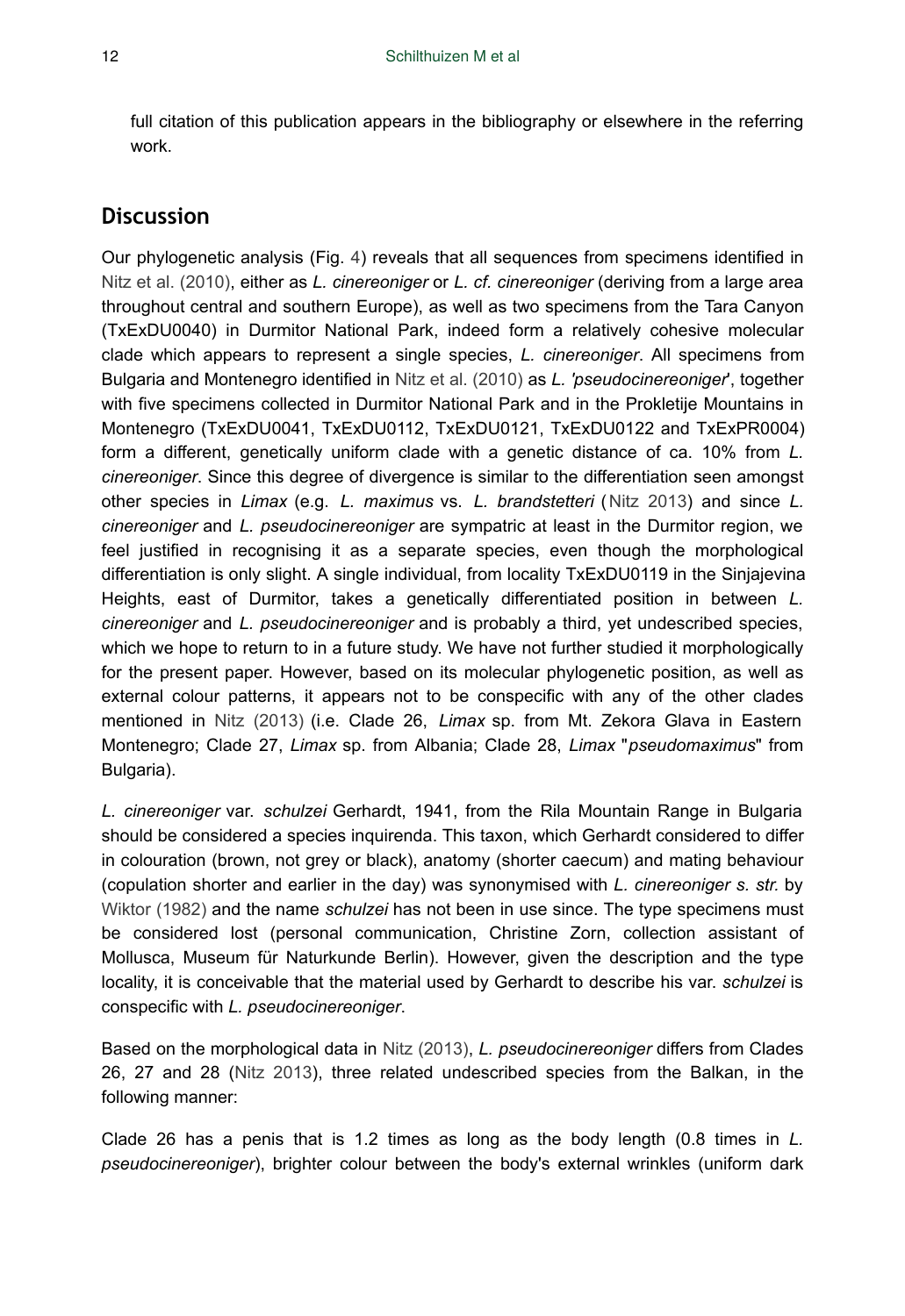full citation of this publication appears in the bibliography or elsewhere in the referring work.

## Discussion

Our phylogenetic analysis (Fig. 4) reveals that all sequences from specimens identified in Nitz et al. (2010), either as *L. cinereoniger* or *L. cf. cinereoniger* (deriving from a large area throughout central and southern Europe), as well as two specimens from the Tara Canyon (TxExDU0040) in Durmitor National Park, indeed form a relatively cohesive molecular clade which appears to represent a single species, *L. cinereoniger*. All specimens from Bulgaria and Montenegro identified in Nitz et al. (2010) as *L. 'pseudocinereoniger'*, together with five specimens collected in Durmitor National Park and in the Prokletije Mountains in Montenegro (TxExDU0041, TxExDU0112, TxExDU0121, TxExDU0122 and TxExPR0004) form a different, genetically uniform clade with a genetic distance of ca. 10% from *L. cinereoniger*. Since this degree of divergence is similar to the differentiation seen amongst other species in *Limax* (e.g. *L. maximus* vs. *L. brandstetteri* (Nitz 2013) and since *L. cinereoniger* and *L. pseudocinereoniger* are sympatric at least in the Durmitor region, we feel justified in recognising it as a separate species, even though the morphological differentiation is only slight. A single individual, from locality TxExDU0119 in the Sinjajevina Heights, east of Durmitor, takes a genetically differentiated position in between *L. cinereoniger* and *L. pseudocinereoniger* and is probably a third, yet undescribed species, which we hope to return to in a future study. We have not further studied it morphologically for the present paper. However, based on its molecular phylogenetic position, as well as external colour patterns, it appears not to be conspecific with any of the other clades mentioned in Nitz (2013) (i.e. Clade 26, *Limax* sp. from Mt. Zekora Glava in Eastern Montenegro; Clade 27, *Limax* sp. from Albania; Clade 28, *Limax* "*pseudomaximus*" from Bulgaria).

*L. cinereoniger* var. *schulzei* Gerhardt, 1941, from the Rila Mountain Range in Bulgaria should be considered a species inquirenda. This taxon, which Gerhardt considered to differ in colouration (brown, not grey or black), anatomy (shorter caecum) and mating behaviour (copulation shorter and earlier in the day) was synonymised with *L. cinereoniger s. str.* by Wiktor (1982) and the name *schulzei* has not been in use since. The type specimens must be considered lost (personal communication, Christine Zorn, collection assistant of Mollusca, Museum für Naturkunde Berlin). However, given the description and the type locality, it is conceivable that the material used by Gerhardt to describe his var. *schulzei* is conspecific with *L. pseudocinereoniger*.

Based on the morphological data in Nitz (2013), *L. pseudocinereoniger* differs from Clades 26, 27 and 28 (Nitz 2013), three related undescribed species from the Balkan, in the following manner:

Clade 26 has a penis that is 1.2 times as long as the body length (0.8 times in *L. pseudocinereoniger*), brighter colour between the body's external wrinkles (uniform dark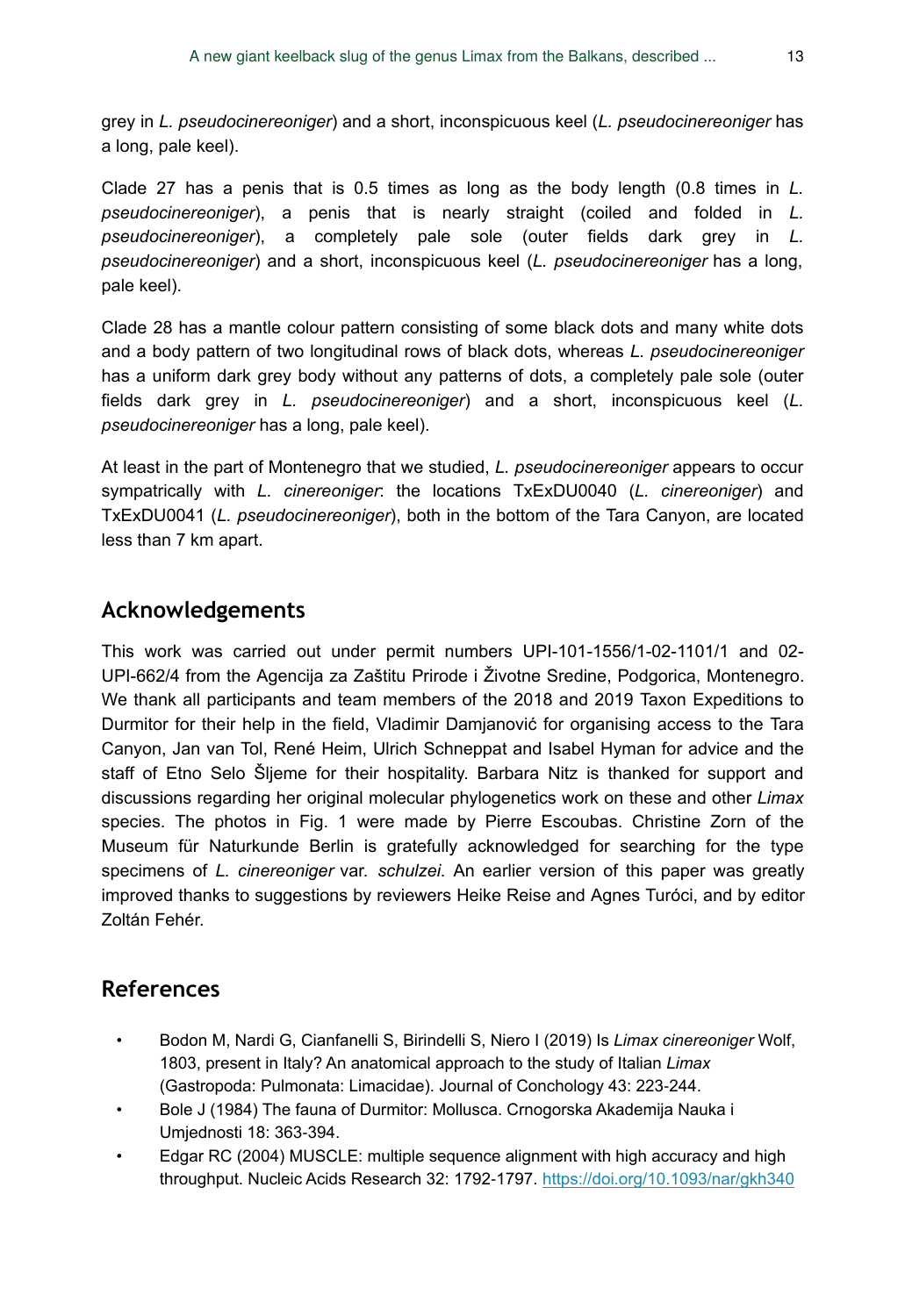grey in *L. pseudocinereoniger*) and a short, inconspicuous keel (*L. pseudocinereoniger* has a long, pale keel).

Clade 27 has a penis that is 0.5 times as long as the body length (0.8 times in *L. pseudocinereoniger*), a penis that is nearly straight (coiled and folded in *L. pseudocinereoniger*), a completely pale sole (outer fields dark grey in *L. pseudocinereoniger*) and a short, inconspicuous keel (*L. pseudocinereoniger* has a long, pale keel).

Clade 28 has a mantle colour pattern consisting of some black dots and many white dots and a body pattern of two longitudinal rows of black dots, whereas *L. pseudocinereoniger* has a uniform dark grey body without any patterns of dots, a completely pale sole (outer fields dark grey in *L. pseudocinereoniger*) and a short, inconspicuous keel (*L. pseudocinereoniger* has a long, pale keel).

At least in the part of Montenegro that we studied, *L. pseudocinereoniger* appears to occur sympatrically with *L. cinereoniger*: the locations TxExDU0040 (*L. cinereoniger*) and TxExDU0041 (*L. pseudocinereoniger*), both in the bottom of the Tara Canyon, are located less than 7 km apart.

## Acknowledgements

This work was carried out under permit numbers UPI-101-1556/1-02-1101/1 and 02-UPI-662/4 from the Agencija za Zaštitu Prirode i Životne Sredine, Podgorica, Montenegro. We thank all participants and team members of the 2018 and 2019 Taxon Expeditions to Durmitor for their help in the field, Vladimir Damjanović for organising access to the Tara Canyon, Jan van Tol, René Heim, Ulrich Schneppat and Isabel Hyman for advice and the staff of Etno Selo Šljeme for their hospitality. Barbara Nitz is thanked for support and discussions regarding her original molecular phylogenetics work on these and other *Limax* species. The photos in Fig. 1 were made by Pierre Escoubas. Christine Zorn of the Museum für Naturkunde Berlin is gratefully acknowledged for searching for the type specimens of *L. cinereoniger* var. *schulzei*. An earlier version of this paper was greatly improved thanks to suggestions by reviewers Heike Reise and Agnes Turóci, and by editor Zoltán Fehér.

## References

- Bodon M, Nardi G, Cianfanelli S, Birindelli S, Niero I (2019) Is *Limax cinereoniger* Wolf, 1803, present in Italy? An anatomical approach to the study of Italian *Limax* (Gastropoda: Pulmonata: Limacidae). Journal of Conchology 43: 223-244.
- Bole J (1984) The fauna of Durmitor: Mollusca. Crnogorska Akademija Nauka i Umjednosti 18: 363-394.
- Edgar RC (2004) MUSCLE: multiple sequence alignment with high accuracy and high throughput. Nucleic Acids Research 32: 1792-1797. https://doi.org/10.1093/nar/gkh340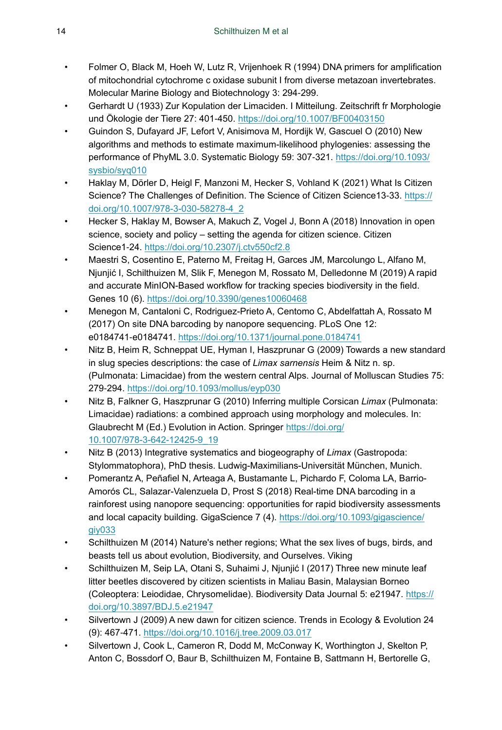- Folmer O, Black M, Hoeh W, Lutz R, Vrijenhoek R (1994) DNA primers for amplification of mitochondrial cytochrome c oxidase subunit I from diverse metazoan invertebrates. Molecular Marine Biology and Biotechnology 3: 294-299.
- Gerhardt U (1933) Zur Kopulation der Limaciden. I Mitteilung. Zeitschrift fr Morphologie und Ökologie der Tiere 27: 401-450. https://doi.org/10.1007/BF00403150
- Guindon S, Dufayard JF, Lefort V, Anisimova M, Hordijk W, Gascuel O (2010) New algorithms and methods to estimate maximum-likelihood phylogenies: assessing the performance of PhyML 3.0. Systematic Biology 59: 307-321. https://doi.org/10.1093/sysbio/syq010
- Haklay M, Dörler D, Heigl F, Manzoni M, Hecker S, Vohland K (2021) What Is Citizen Science? The Challenges of Definition. The Science of Citizen Science13-33. https://doi.org/10.1007/978-3-030-58278-4_2
- Hecker S, Haklay M, Bowser A, Makuch Z, Vogel J, Bonn A (2018) Innovation in open science, society and policy – setting the agenda for citizen science. Citizen Science1-24. https://doi.org/10.2307/j.ctv550cf2.8
- Maestri S, Cosentino E, Paterno M, Freitag H, Garces JM, Marcolungo L, Alfano M, Njunjić I, Schilthuizen M, Slik F, Menegon M, Rossato M, Delledonne M (2019) A rapid and accurate MinION-Based workflow for tracking species biodiversity in the field. Genes 10 (6). https://doi.org/10.3390/genes10060468
- Menegon M, Cantaloni C, Rodriguez-Prieto A, Centomo C, Abdelfattah A, Rossato M (2017) On site DNA barcoding by nanopore sequencing. PLoS One 12: e0184741-e0184741. https://doi.org/10.1371/journal.pone.0184741
- Nitz B, Heim R, Schneppat UE, Hyman I, Haszprunar G (2009) Towards a new standard in slug species descriptions: the case of *Limax sarnensis* Heim & Nitz n. sp. (Pulmonata: Limacidae) from the western central Alps. Journal of Molluscan Studies 75: 279-294. https://doi.org/10.1093/mollus/eyp030
- Nitz B, Falkner G, Haszprunar G (2010) Inferring multiple Corsican *Limax* (Pulmonata: Limacidae) radiations: a combined approach using morphology and molecules. In: Glaubrecht M (Ed.) Evolution in Action. Springer https://doi.org/10.1007/978-3-642-12425-9_19
- Nitz B (2013) Integrative systematics and biogeography of *Limax* (Gastropoda: Stylommatophora), PhD thesis. Ludwig-Maximilians-Universität München, Munich.
- Pomerantz A, Peñafiel N, Arteaga A, Bustamante L, Pichardo F, Coloma LA, Barrio-Amorós CL, Salazar-Valenzuela D, Prost S (2018) Real-time DNA barcoding in a rainforest using nanopore sequencing: opportunities for rapid biodiversity assessments and local capacity building. GigaScience 7 (4). https://doi.org/10.1093/gigascience/giy033
- Schilthuizen M (2014) Nature's nether regions; What the sex lives of bugs, birds, and beasts tell us about evolution, Biodiversity, and Ourselves. Viking
- Schilthuizen M, Seip LA, Otani S, Suhaimi J, Njunjić I (2017) Three new minute leaf litter beetles discovered by citizen scientists in Maliau Basin, Malaysian Borneo (Coleoptera: Leiodidae, Chrysomelidae). Biodiversity Data Journal 5: e21947. https://doi.org/10.3897/BDJ.5.e21947
- Silvertown J (2009) A new dawn for citizen science. Trends in Ecology & Evolution 24 (9): 467-471. https://doi.org/10.1016/j.tree.2009.03.017
- Silvertown J, Cook L, Cameron R, Dodd M, McConway K, Worthington J, Skelton P, Anton C, Bossdorf O, Baur B, Schilthuizen M, Fontaine B, Sattmann H, Bertorelle G,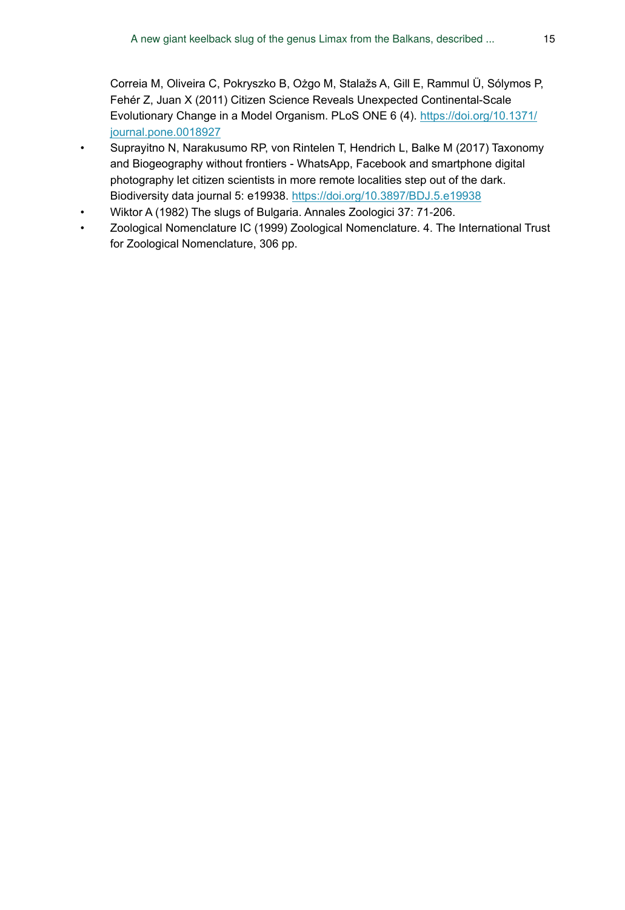Correia M, Oliveira C, Pokryszko B, Ożgo M, Stalažs A, Gill E, Rammul Ü, Sólymos P, Fehér Z, Juan X (2011) Citizen Science Reveals Unexpected Continental-Scale Evolutionary Change in a Model Organism. PLoS ONE 6 (4). https://doi.org/10.1371/journal.pone.0018927

- Suprayitno N, Narakusumo RP, von Rintelen T, Hendrich L, Balke M (2017) Taxonomy and Biogeography without frontiers - WhatsApp, Facebook and smartphone digital photography let citizen scientists in more remote localities step out of the dark. Biodiversity data journal 5: e19938. https://doi.org/10.3897/BDJ.5.e19938
- Wiktor A (1982) The slugs of Bulgaria. Annales Zoologici 37: 71-206.
- Zoological Nomenclature IC (1999) Zoological Nomenclature. 4. The International Trust for Zoological Nomenclature, 306 pp.